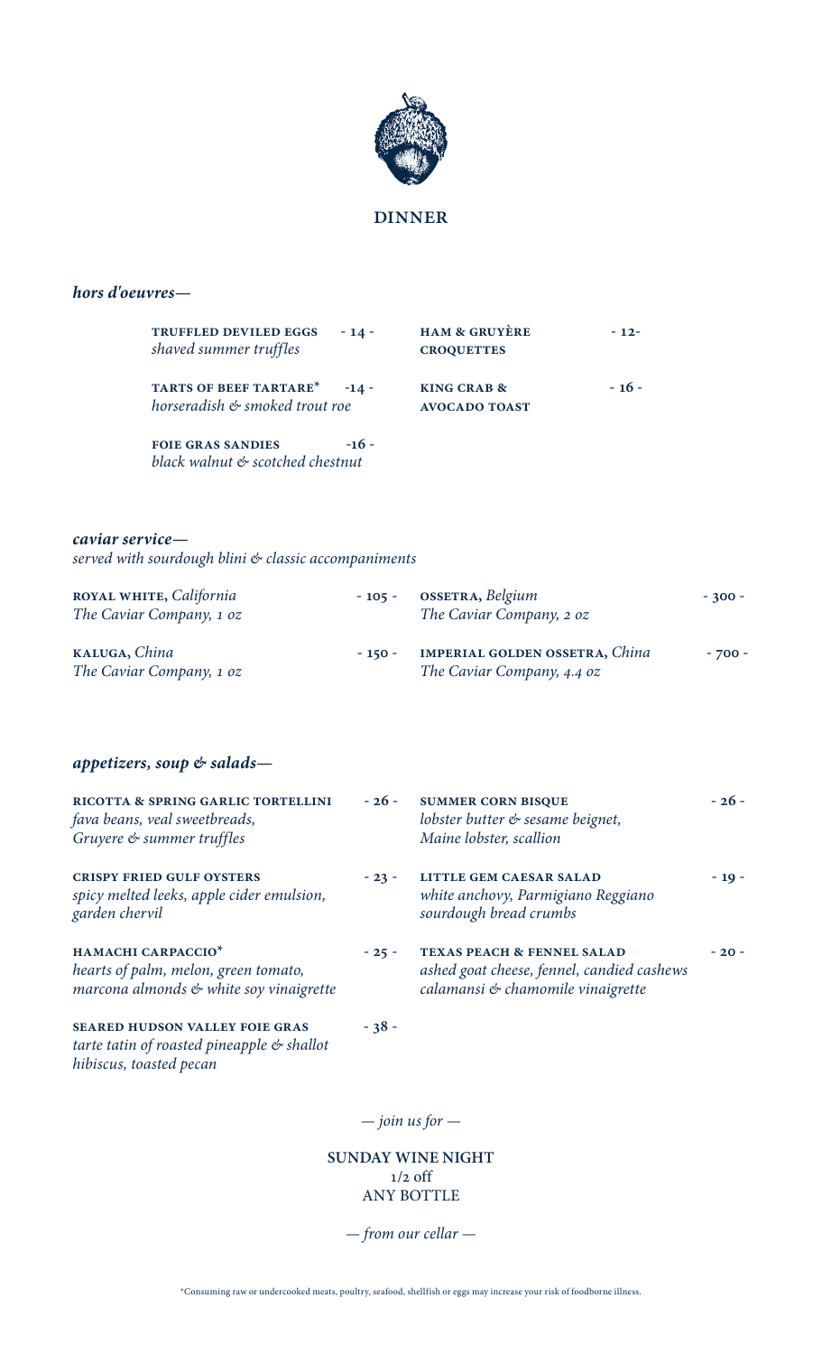# DINNER

## *hors d'oeuvres—*

**TRUFFLED DEVILED EGGS** - 14 -
*shaved summer truffles*

**TARTS OF BEEF TARTARE*** -14 -
*horseradish & smoked trout roe*

**FOIE GRAS SANDIES** -16 -
*black walnut & scotched chestnut*

**HAM & GRUYÈRE CROQUETTES** - 12-

**KING CRAB & AVOCADO TOAST** - 16 -

## *caviar service—*

*served with sourdough blini & classic accompaniments*

**ROYAL WHITE,** *California* - 105 -
*The Caviar Company, 1 oz*

**KALUGA,** *China* - 150 -
*The Caviar Company, 1 oz*

**OSSETRA,** *Belgium* - 300 -
*The Caviar Company, 2 oz*

**IMPERIAL GOLDEN OSSETRA,** *China* - 700 -
*The Caviar Company, 4.4 oz*

## *appetizers, soup & salads—*

**RICOTTA & SPRING GARLIC TORTELLINI** - 26 -
*fava beans, veal sweetbreads, Gruyere & summer truffles*

**CRISPY FRIED GULF OYSTERS** - 23 -
*spicy melted leeks, apple cider emulsion, garden chervil*

**HAMACHI CARPACCIO*** - 25 -
*hearts of palm, melon, green tomato, marcona almonds & white soy vinaigrette*

**SEARED HUDSON VALLEY FOIE GRAS** - 38 -
*tarte tatin of roasted pineapple & shallot hibiscus, toasted pecan*

**SUMMER CORN BISQUE** - 26 -
*lobster butter & sesame beignet, Maine lobster, scallion*

**LITTLE GEM CAESAR SALAD** - 19 -
*white anchovy, Parmigiano Reggiano sourdough bread crumbs*

**TEXAS PEACH & FENNEL SALAD** - 20 -
*ashed goat cheese, fennel, candied cashews calamansi & chamomile vinaigrette*

*— join us for —*

**SUNDAY WINE NIGHT**
1/2 off
ANY BOTTLE

*— from our cellar —*

*Consuming raw or undercooked meats, poultry, seafood, shellfish or eggs may increase your risk of foodborne illness.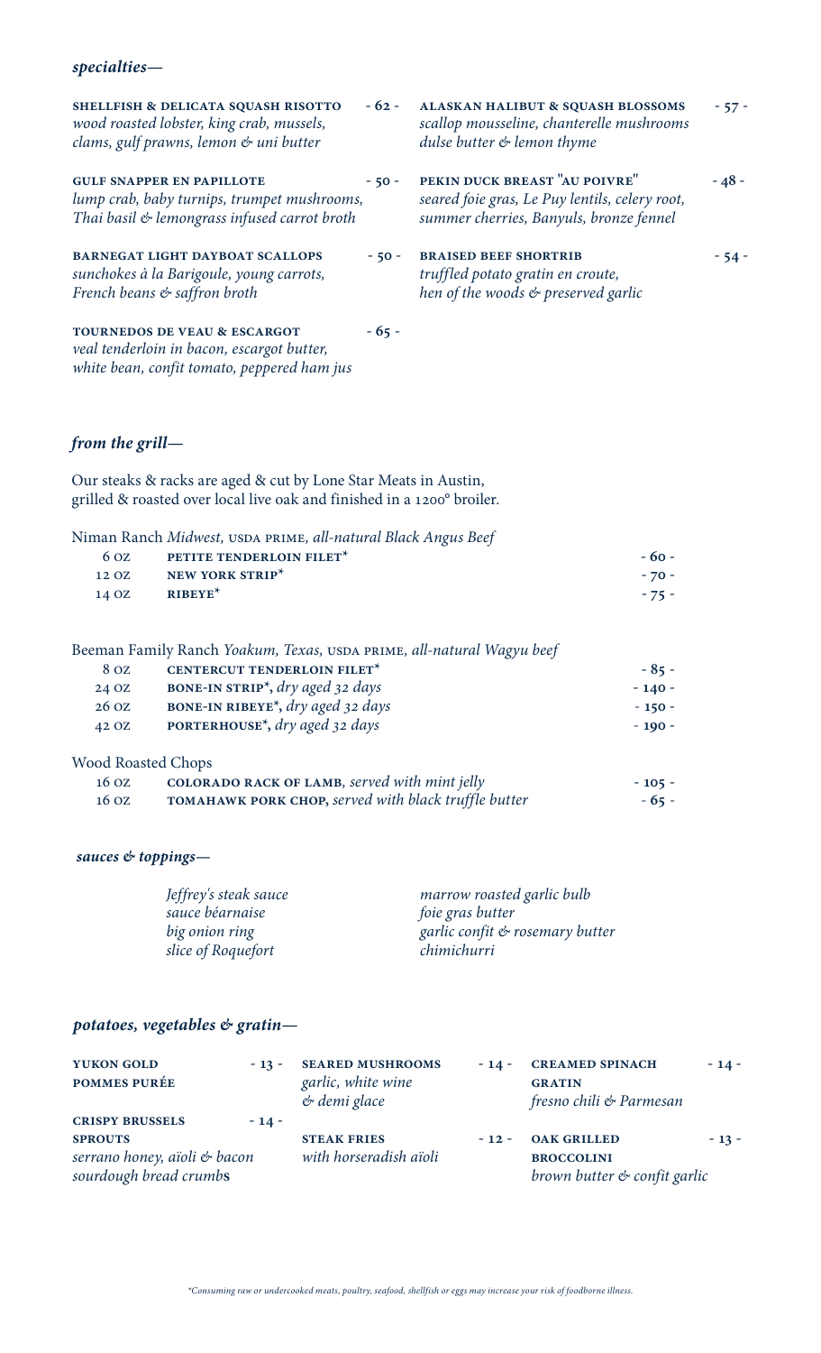## *specialties—*

**SHELLFISH & DELICATA SQUASH RISOTTO** - 62 -
*wood roasted lobster, king crab, mussels, clams, gulf prawns, lemon & uni butter*

**ALASKAN HALIBUT & SQUASH BLOSSOMS** - 57 -
*scallop mousseline, chanterelle mushrooms dulse butter & lemon thyme*

**GULF SNAPPER EN PAPILLOTE** - 50 -
*lump crab, baby turnips, trumpet mushrooms, Thai basil & lemongrass infused carrot broth*

**PEKIN DUCK BREAST "AU POIVRE"** - 48 -
*seared foie gras, Le Puy lentils, celery root, summer cherries, Banyuls, bronze fennel*

**BARNEGAT LIGHT DAYBOAT SCALLOPS** - 50 -
*sunchokes à la Barigoule, young carrots, French beans & saffron broth*

**BRAISED BEEF SHORTRIB** - 54 -
*truffled potato gratin en croute, hen of the woods & preserved garlic*

**TOURNEDOS DE VEAU & ESCARGOT** - 65 -
*veal tenderloin in bacon, escargot butter, white bean, confit tomato, peppered ham jus*

## *from the grill—*

Our steaks & racks are aged & cut by Lone Star Meats in Austin, grilled & roasted over local live oak and finished in a 1200° broiler.

Niman Ranch *Midwest,* USDA PRIME, *all-natural Black Angus Beef*

| | | |
|---|---|---|
| 6 OZ | **PETITE TENDERLOIN FILET*** | - 60 - |
| 12 OZ | **NEW YORK STRIP*** | - 70 - |
| 14 OZ | **RIBEYE*** | - 75 - |

Beeman Family Ranch *Yoakum, Texas,* USDA PRIME, *all-natural Wagyu beef*

| | | |
|---|---|---|
| 8 OZ | **CENTERCUT TENDERLOIN FILET*** | - 85 - |
| 24 OZ | **BONE-IN STRIP***, *dry aged 32 days* | - 140 - |
| 26 OZ | **BONE-IN RIBEYE***, *dry aged 32 days* | - 150 - |
| 42 OZ | **PORTERHOUSE***, *dry aged 32 days* | - 190 - |

Wood Roasted Chops

| | | |
|---|---|---|
| 16 OZ | **COLORADO RACK OF LAMB**, *served with mint jelly* | - 105 - |
| 16 OZ | **TOMAHAWK PORK CHOP**, *served with black truffle butter* | - 65 - |

## *sauces & toppings—*

*Jeffrey's steak sauce*
*sauce béarnaise*
*big onion ring*
*slice of Roquefort*
*marrow roasted garlic bulb*
*foie gras butter*
*garlic confit & rosemary butter*
*chimichurri*

## *potatoes, vegetables & gratin—*

**YUKON GOLD POMMES PURÉE** - 13 -

**CRISPY BRUSSELS SPROUTS** - 14 -
*serrano honey, aïoli & bacon sourdough bread crumbs*

**SEARED MUSHROOMS** - 14 -
*garlic, white wine & demi glace*

**STEAK FRIES** - 12 -
*with horseradish aïoli*

**CREAMED SPINACH GRATIN** - 14 -
*fresno chili & Parmesan*

**OAK GRILLED BROCCOLINI** - 13 -
*brown butter & confit garlic*

*\*Consuming raw or undercooked meats, poultry, seafood, shellfish or eggs may increase your risk of foodborne illness.*